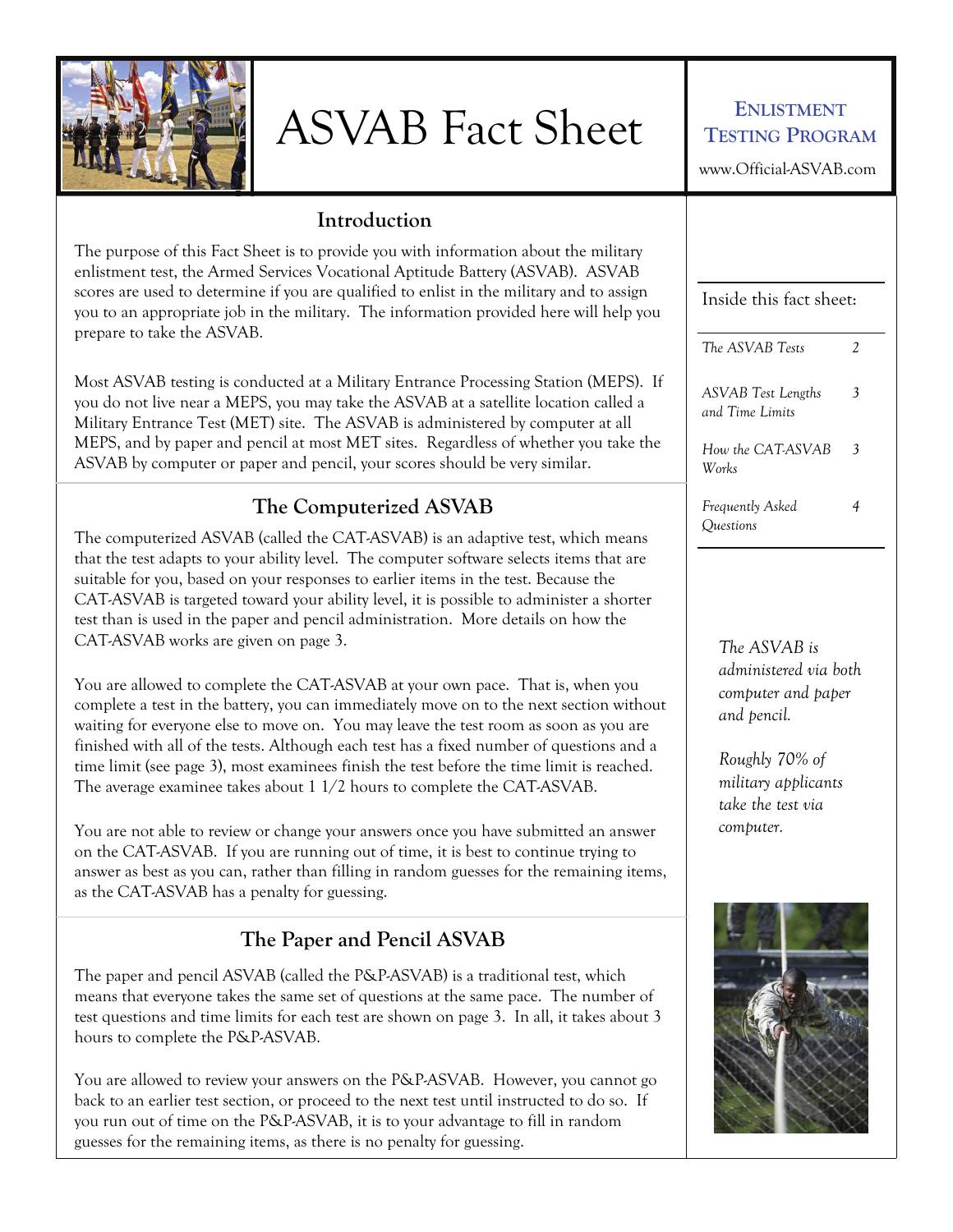# ASVAB Fact Sheet

**Enlistment Testing Program**

www.Official-ASVAB.com

Inside this fact sheet:

| | |
|---|---|
| *The ASVAB Tests* | 2 |
| *ASVAB Test Lengths and Time Limits* | 3 |
| *How the CAT-ASVAB Works* | 3 |
| *Frequently Asked Questions* | 4 |

## Introduction

The purpose of this Fact Sheet is to provide you with information about the military enlistment test, the Armed Services Vocational Aptitude Battery (ASVAB). ASVAB scores are used to determine if you are qualified to enlist in the military and to assign you to an appropriate job in the military. The information provided here will help you prepare to take the ASVAB.

Most ASVAB testing is conducted at a Military Entrance Processing Station (MEPS). If you do not live near a MEPS, you may take the ASVAB at a satellite location called a Military Entrance Test (MET) site. The ASVAB is administered by computer at all MEPS, and by paper and pencil at most MET sites. Regardless of whether you take the ASVAB by computer or paper and pencil, your scores should be very similar.

## The Computerized ASVAB

The computerized ASVAB (called the CAT-ASVAB) is an adaptive test, which means that the test adapts to your ability level. The computer software selects items that are suitable for you, based on your responses to earlier items in the test. Because the CAT-ASVAB is targeted toward your ability level, it is possible to administer a shorter test than is used in the paper and pencil administration. More details on how the CAT-ASVAB works are given on page 3.

You are allowed to complete the CAT-ASVAB at your own pace. That is, when you complete a test in the battery, you can immediately move on to the next section without waiting for everyone else to move on. You may leave the test room as soon as you are finished with all of the tests. Although each test has a fixed number of questions and a time limit (see page 3), most examinees finish the test before the time limit is reached. The average examinee takes about 1 1/2 hours to complete the CAT-ASVAB.

You are not able to review or change your answers once you have submitted an answer on the CAT-ASVAB. If you are running out of time, it is best to continue trying to answer as best as you can, rather than filling in random guesses for the remaining items, as the CAT-ASVAB has a penalty for guessing.

*The ASVAB is administered via both computer and paper and pencil.*

*Roughly 70% of military applicants take the test via computer.*

## The Paper and Pencil ASVAB

The paper and pencil ASVAB (called the P&P-ASVAB) is a traditional test, which means that everyone takes the same set of questions at the same pace. The number of test questions and time limits for each test are shown on page 3. In all, it takes about 3 hours to complete the P&P-ASVAB.

You are allowed to review your answers on the P&P-ASVAB. However, you cannot go back to an earlier test section, or proceed to the next test until instructed to do so. If you run out of time on the P&P-ASVAB, it is to your advantage to fill in random guesses for the remaining items, as there is no penalty for guessing.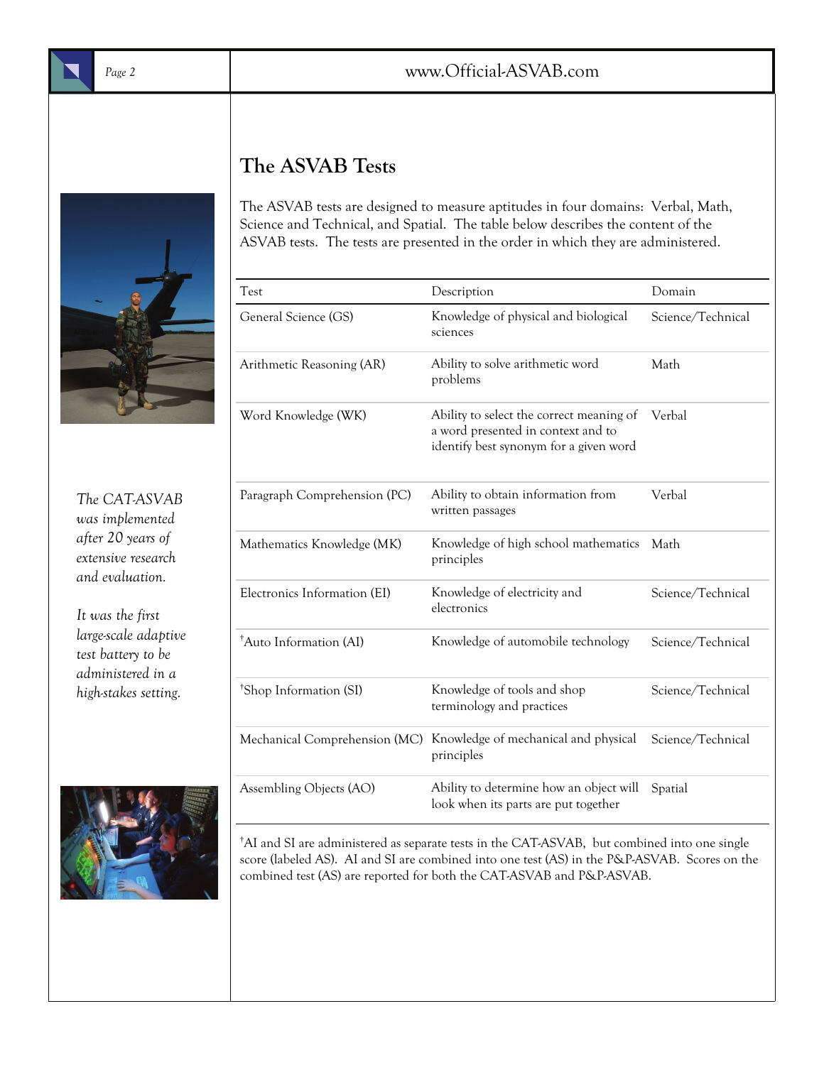## The ASVAB Tests

The ASVAB tests are designed to measure aptitudes in four domains: Verbal, Math, Science and Technical, and Spatial. The table below describes the content of the ASVAB tests. The tests are presented in the order in which they are administered.

| Test | Description | Domain |
|---|---|---|
| General Science (GS) | Knowledge of physical and biological sciences | Science/Technical |
| Arithmetic Reasoning (AR) | Ability to solve arithmetic word problems | Math |
| Word Knowledge (WK) | Ability to select the correct meaning of a word presented in context and to identify best synonym for a given word | Verbal |
| Paragraph Comprehension (PC) | Ability to obtain information from written passages | Verbal |
| Mathematics Knowledge (MK) | Knowledge of high school mathematics principles | Math |
| Electronics Information (EI) | Knowledge of electricity and electronics | Science/Technical |
| †Auto Information (AI) | Knowledge of automobile technology | Science/Technical |
| †Shop Information (SI) | Knowledge of tools and shop terminology and practices | Science/Technical |
| Mechanical Comprehension (MC) | Knowledge of mechanical and physical principles | Science/Technical |
| Assembling Objects (AO) | Ability to determine how an object will look when its parts are put together | Spatial |

†AI and SI are administered as separate tests in the CAT-ASVAB, but combined into one single score (labeled AS). AI and SI are combined into one test (AS) in the P&P-ASVAB. Scores on the combined test (AS) are reported for both the CAT-ASVAB and P&P-ASVAB.

*The CAT-ASVAB was implemented after 20 years of extensive research and evaluation.*

*It was the first large-scale adaptive test battery to be administered in a high-stakes setting.*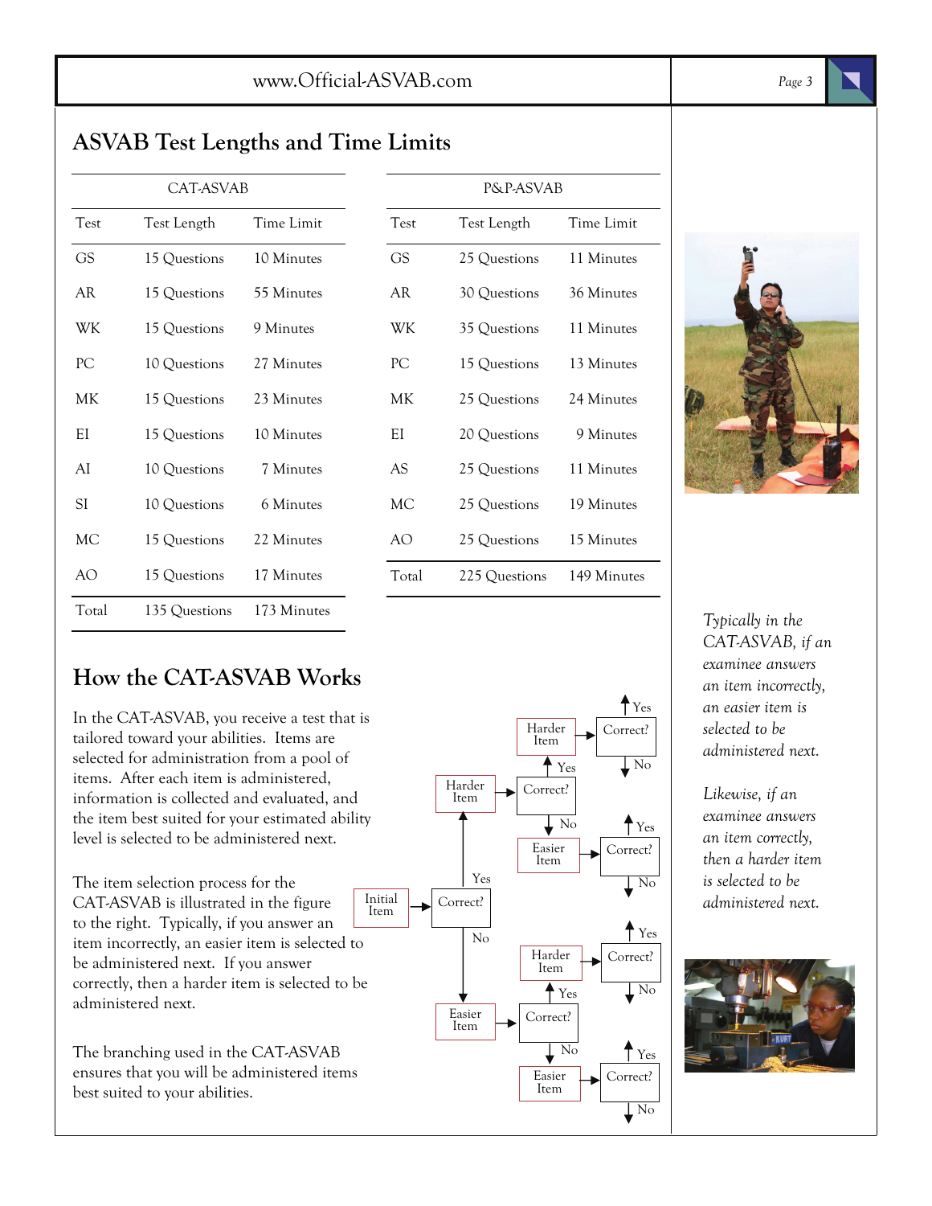## ASVAB Test Lengths and Time Limits

| CAT-ASVAB | | | P&P-ASVAB | | |
|---|---|---|---|---|---|
| Test | Test Length | Time Limit | Test | Test Length | Time Limit |
| GS | 15 Questions | 10 Minutes | GS | 25 Questions | 11 Minutes |
| AR | 15 Questions | 55 Minutes | AR | 30 Questions | 36 Minutes |
| WK | 15 Questions | 9 Minutes | WK | 35 Questions | 11 Minutes |
| PC | 10 Questions | 27 Minutes | PC | 15 Questions | 13 Minutes |
| MK | 15 Questions | 23 Minutes | MK | 25 Questions | 24 Minutes |
| EI | 15 Questions | 10 Minutes | EI | 20 Questions | 9 Minutes |
| AI | 10 Questions | 7 Minutes | AS | 25 Questions | 11 Minutes |
| SI | 10 Questions | 6 Minutes | MC | 25 Questions | 19 Minutes |
| MC | 15 Questions | 22 Minutes | AO | 25 Questions | 15 Minutes |
| AO | 15 Questions | 17 Minutes | Total | 225 Questions | 149 Minutes |
| Total | 135 Questions | 173 Minutes | | | |

## How the CAT-ASVAB Works

In the CAT-ASVAB, you receive a test that is tailored toward your abilities. Items are selected for administration from a pool of items. After each item is administered, information is collected and evaluated, and the item best suited for your estimated ability level is selected to be administered next.

The item selection process for the CAT-ASVAB is illustrated in the figure to the right. Typically, if you answer an item incorrectly, an easier item is selected to be administered next. If you answer correctly, then a harder item is selected to be administered next.

The branching used in the CAT-ASVAB ensures that you will be administered items best suited to your abilities.

Initial Item → Correct?
- Yes → Harder Item → Correct?
  - Yes → Harder Item → Correct? (Yes / No)
  - No → Easier Item → Correct? (Yes / No)
- No → Easier Item → Correct?
  - Yes → Harder Item → Correct? (Yes / No)
  - No → Easier Item → Correct? (Yes / No)

*Typically in the CAT-ASVAB, if an examinee answers an item incorrectly, an easier item is selected to be administered next.*

*Likewise, if an examinee answers an item correctly, then a harder item is selected to be administered next.*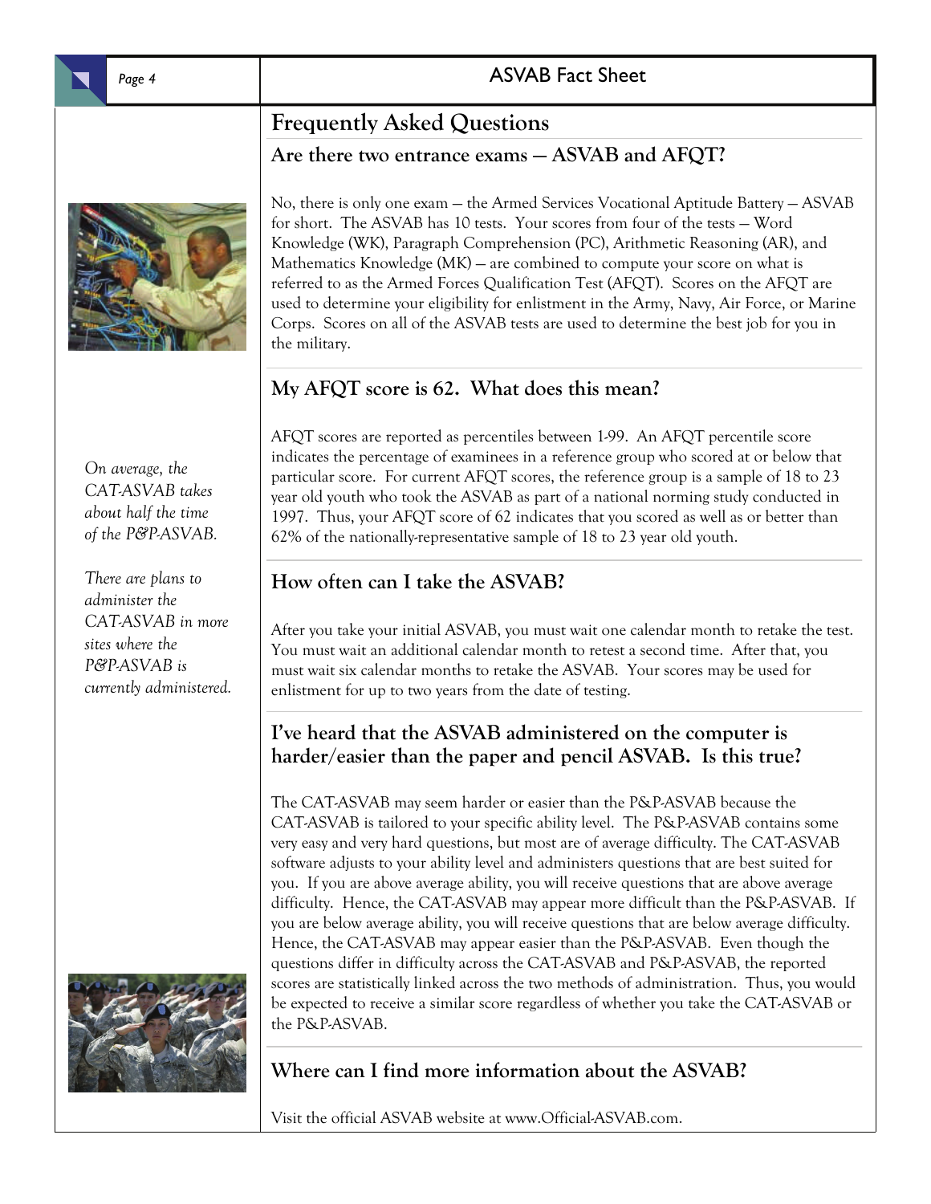## Frequently Asked Questions

### Are there two entrance exams — ASVAB and AFQT?

No, there is only one exam — the Armed Services Vocational Aptitude Battery — ASVAB for short. The ASVAB has 10 tests. Your scores from four of the tests — Word Knowledge (WK), Paragraph Comprehension (PC), Arithmetic Reasoning (AR), and Mathematics Knowledge (MK) — are combined to compute your score on what is referred to as the Armed Forces Qualification Test (AFQT). Scores on the AFQT are used to determine your eligibility for enlistment in the Army, Navy, Air Force, or Marine Corps. Scores on all of the ASVAB tests are used to determine the best job for you in the military.

*On average, the CAT-ASVAB takes about half the time of the P&P-ASVAB.*

*There are plans to administer the CAT-ASVAB in more sites where the P&P-ASVAB is currently administered.*

### My AFQT score is 62. What does this mean?

AFQT scores are reported as percentiles between 1-99. An AFQT percentile score indicates the percentage of examinees in a reference group who scored at or below that particular score. For current AFQT scores, the reference group is a sample of 18 to 23 year old youth who took the ASVAB as part of a national norming study conducted in 1997. Thus, your AFQT score of 62 indicates that you scored as well as or better than 62% of the nationally-representative sample of 18 to 23 year old youth.

### How often can I take the ASVAB?

After you take your initial ASVAB, you must wait one calendar month to retake the test. You must wait an additional calendar month to retest a second time. After that, you must wait six calendar months to retake the ASVAB. Your scores may be used for enlistment for up to two years from the date of testing.

### I've heard that the ASVAB administered on the computer is harder/easier than the paper and pencil ASVAB. Is this true?

The CAT-ASVAB may seem harder or easier than the P&P-ASVAB because the CAT-ASVAB is tailored to your specific ability level. The P&P-ASVAB contains some very easy and very hard questions, but most are of average difficulty. The CAT-ASVAB software adjusts to your ability level and administers questions that are best suited for you. If you are above average ability, you will receive questions that are above average difficulty. Hence, the CAT-ASVAB may appear more difficult than the P&P-ASVAB. If you are below average ability, you will receive questions that are below average difficulty. Hence, the CAT-ASVAB may appear easier than the P&P-ASVAB. Even though the questions differ in difficulty across the CAT-ASVAB and P&P-ASVAB, the reported scores are statistically linked across the two methods of administration. Thus, you would be expected to receive a similar score regardless of whether you take the CAT-ASVAB or the P&P-ASVAB.

### Where can I find more information about the ASVAB?

Visit the official ASVAB website at www.Official-ASVAB.com.